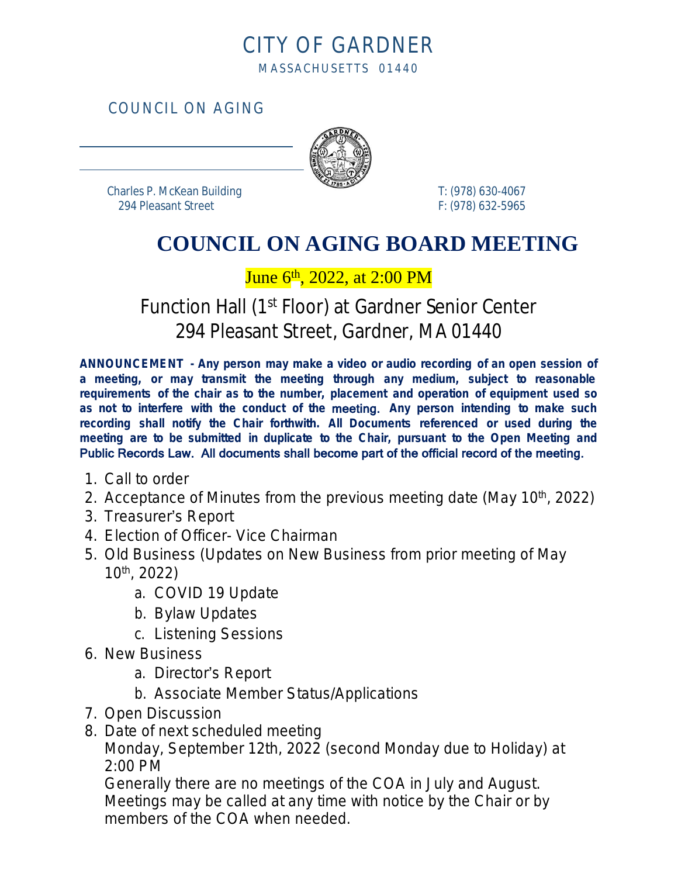# CITY OF GARDNER

MASSACHUSETTS 01440

COUNCIL ON AGING

Charles P. McKean Building
294 Pleasant Street

T: (978) 630-4067
F: (978) 632-5965

# COUNCIL ON AGING BOARD MEETING

June 6th, 2022, at 2:00 PM

## Function Hall (1st Floor) at Gardner Senior Center
## 294 Pleasant Street, Gardner, MA 01440

**ANNOUNCEMENT - Any person may make a video or audio recording of an open session of a meeting, or may transmit the meeting through any medium, subject to reasonable requirements of the chair as to the number, placement and operation of equipment used so as not to interfere with the conduct of the meeting. Any person intending to make such recording shall notify the Chair forthwith. All Documents referenced or used during the meeting are to be submitted in duplicate to the Chair, pursuant to the Open Meeting and Public Records Law. All documents shall become part of the official record of the meeting.**

1. Call to order
2. Acceptance of Minutes from the previous meeting date (May 10th, 2022)
3. Treasurer's Report
4. Election of Officer- Vice Chairman
5. Old Business (Updates on New Business from prior meeting of May 10th, 2022)
   a. COVID 19 Update
   b. Bylaw Updates
   c. Listening Sessions
6. New Business
   a. Director's Report
   b. Associate Member Status/Applications
7. Open Discussion
8. Date of next scheduled meeting
   Monday, September 12th, 2022 (second Monday due to Holiday) at 2:00 PM
   Generally there are no meetings of the COA in July and August. Meetings may be called at any time with notice by the Chair or by members of the COA when needed.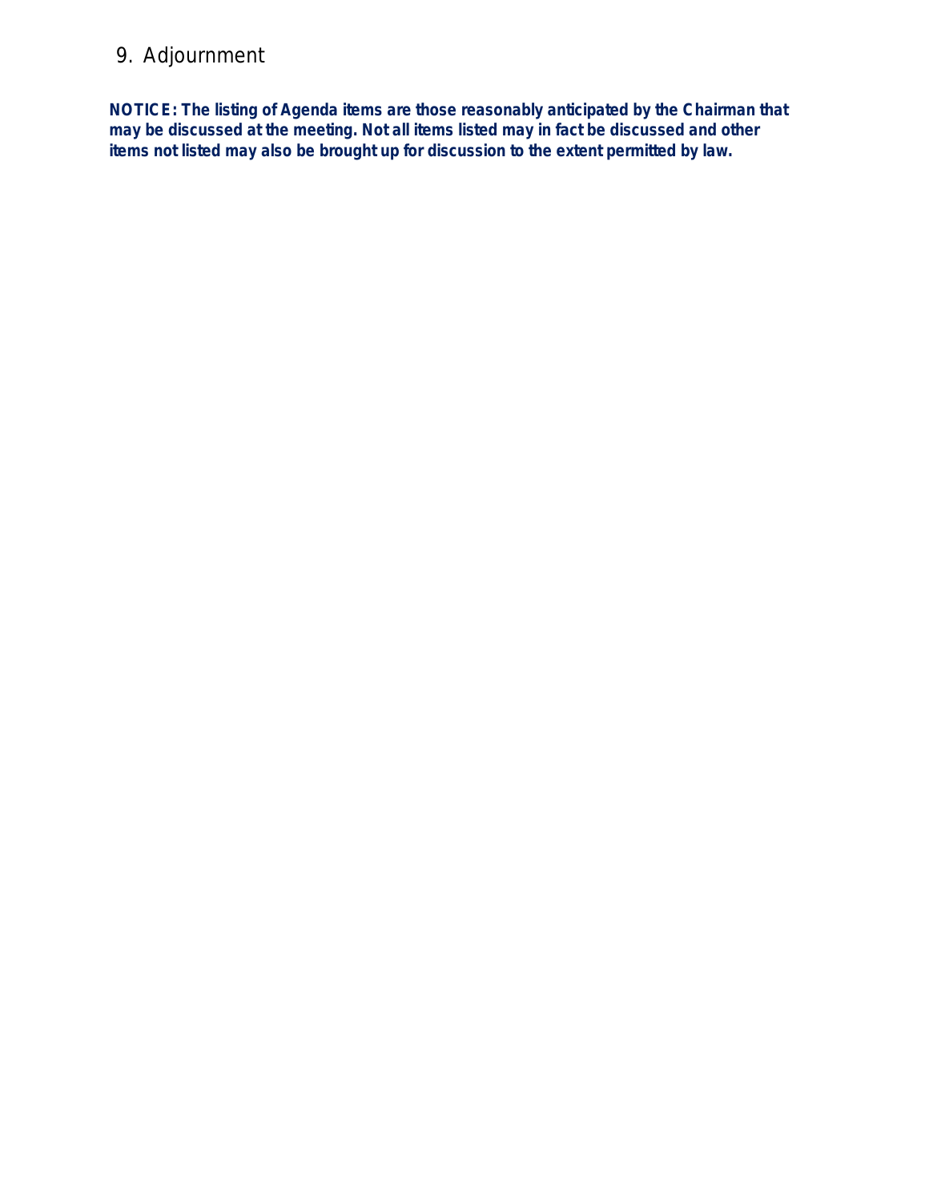9. Adjournment

**NOTICE: The listing of Agenda items are those reasonably anticipated by the Chairman that may be discussed at the meeting. Not all items listed may in fact be discussed and other items not listed may also be brought up for discussion to the extent permitted by law.**